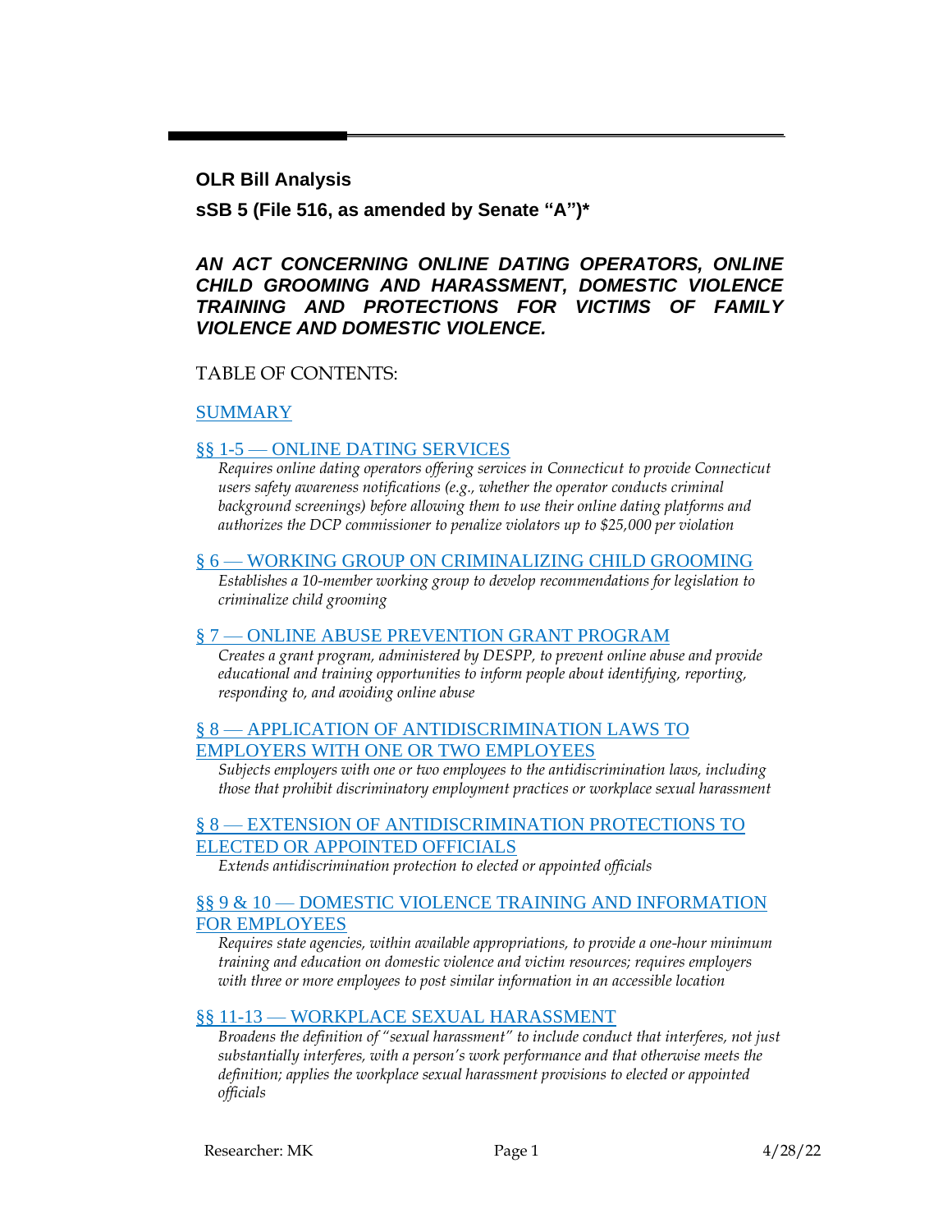**OLR Bill Analysis**

**sSB 5 (File 516, as amended by Senate "A")***

***AN ACT CONCERNING ONLINE DATING OPERATORS, ONLINE CHILD GROOMING AND HARASSMENT, DOMESTIC VIOLENCE TRAINING AND PROTECTIONS FOR VICTIMS OF FAMILY VIOLENCE AND DOMESTIC VIOLENCE.***

TABLE OF CONTENTS:

SUMMARY

§§ 1-5 — ONLINE DATING SERVICES

*Requires online dating operators offering services in Connecticut to provide Connecticut users safety awareness notifications (e.g., whether the operator conducts criminal background screenings) before allowing them to use their online dating platforms and authorizes the DCP commissioner to penalize violators up to $25,000 per violation*

§ 6 — WORKING GROUP ON CRIMINALIZING CHILD GROOMING

*Establishes a 10-member working group to develop recommendations for legislation to criminalize child grooming*

§ 7 — ONLINE ABUSE PREVENTION GRANT PROGRAM

*Creates a grant program, administered by DESPP, to prevent online abuse and provide educational and training opportunities to inform people about identifying, reporting, responding to, and avoiding online abuse*

§ 8 — APPLICATION OF ANTIDISCRIMINATION LAWS TO EMPLOYERS WITH ONE OR TWO EMPLOYEES

*Subjects employers with one or two employees to the antidiscrimination laws, including those that prohibit discriminatory employment practices or workplace sexual harassment*

§ 8 — EXTENSION OF ANTIDISCRIMINATION PROTECTIONS TO ELECTED OR APPOINTED OFFICIALS

*Extends antidiscrimination protection to elected or appointed officials*

§§ 9 & 10 — DOMESTIC VIOLENCE TRAINING AND INFORMATION FOR EMPLOYEES

*Requires state agencies, within available appropriations, to provide a one-hour minimum training and education on domestic violence and victim resources; requires employers with three or more employees to post similar information in an accessible location*

§§ 11-13 — WORKPLACE SEXUAL HARASSMENT

*Broadens the definition of "sexual harassment" to include conduct that interferes, not just substantially interferes, with a person's work performance and that otherwise meets the definition; applies the workplace sexual harassment provisions to elected or appointed officials*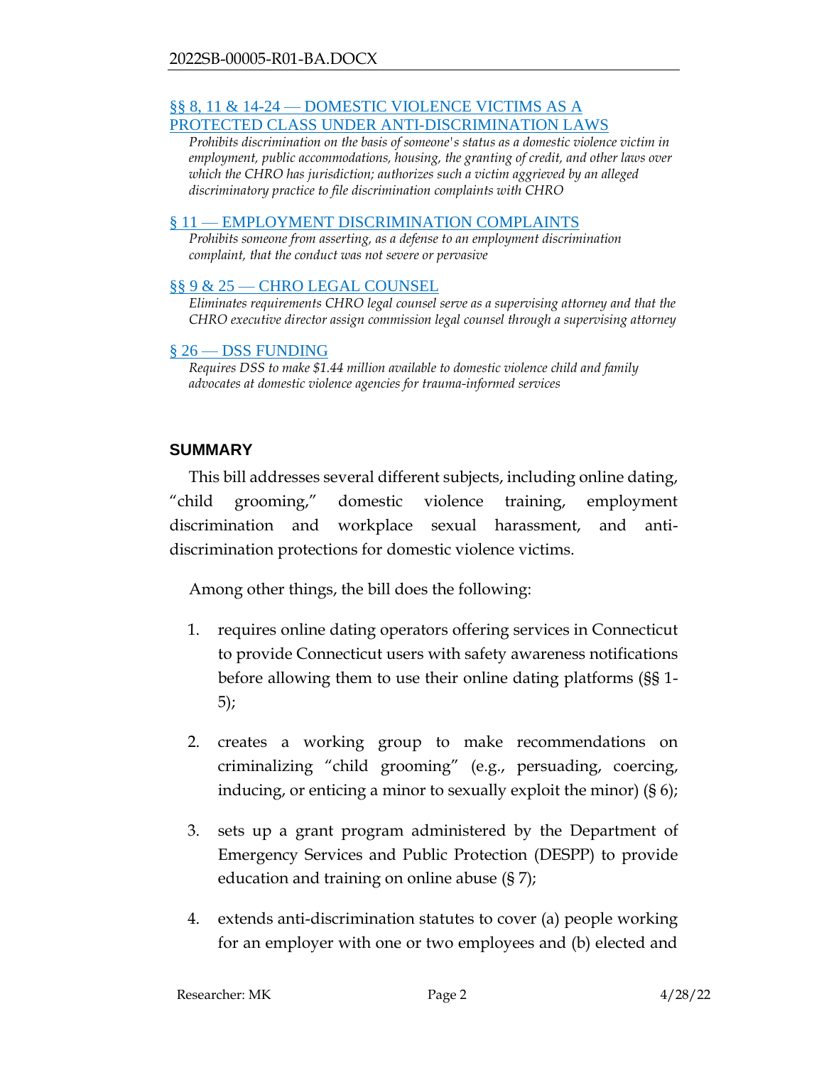[§§ 8, 11 & 14-24 — DOMESTIC VIOLENCE VICTIMS AS A PROTECTED CLASS UNDER ANTI-DISCRIMINATION LAWS]

*Prohibits discrimination on the basis of someone's status as a domestic violence victim in employment, public accommodations, housing, the granting of credit, and other laws over which the CHRO has jurisdiction; authorizes such a victim aggrieved by an alleged discriminatory practice to file discrimination complaints with CHRO*

[§ 11 — EMPLOYMENT DISCRIMINATION COMPLAINTS]

*Prohibits someone from asserting, as a defense to an employment discrimination complaint, that the conduct was not severe or pervasive*

[§§ 9 & 25 — CHRO LEGAL COUNSEL]

*Eliminates requirements CHRO legal counsel serve as a supervising attorney and that the CHRO executive director assign commission legal counsel through a supervising attorney*

[§ 26 — DSS FUNDING]

*Requires DSS to make $1.44 million available to domestic violence child and family advocates at domestic violence agencies for trauma-informed services*

## SUMMARY

This bill addresses several different subjects, including online dating, "child grooming," domestic violence training, employment discrimination and workplace sexual harassment, and anti-discrimination protections for domestic violence victims.

Among other things, the bill does the following:

1. requires online dating operators offering services in Connecticut to provide Connecticut users with safety awareness notifications before allowing them to use their online dating platforms (§§ 1-5);

2. creates a working group to make recommendations on criminalizing "child grooming" (e.g., persuading, coercing, inducing, or enticing a minor to sexually exploit the minor) (§ 6);

3. sets up a grant program administered by the Department of Emergency Services and Public Protection (DESPP) to provide education and training on online abuse (§ 7);

4. extends anti-discrimination statutes to cover (a) people working for an employer with one or two employees and (b) elected and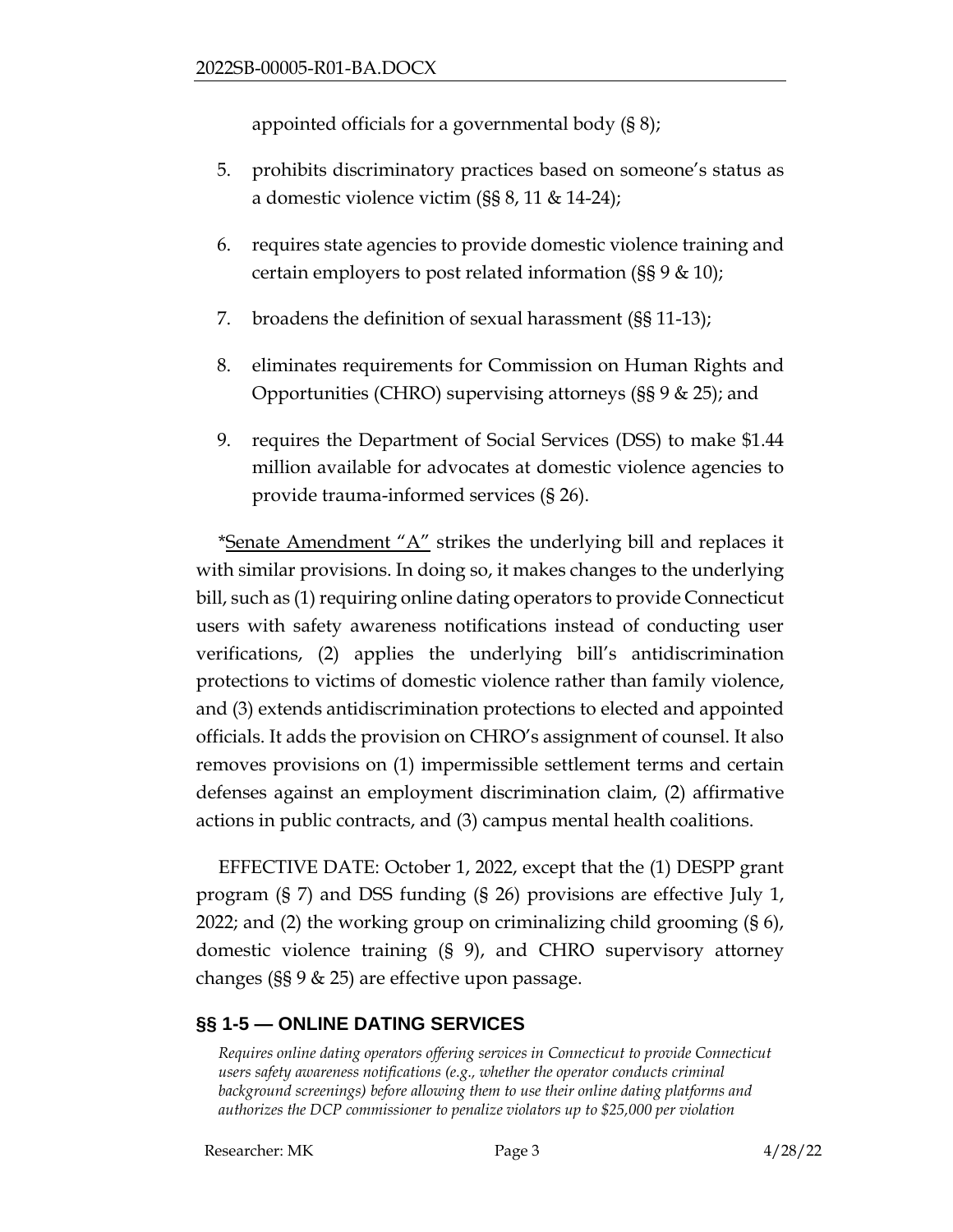appointed officials for a governmental body (§ 8);

5. prohibits discriminatory practices based on someone's status as a domestic violence victim (§§ 8, 11 & 14-24);

6. requires state agencies to provide domestic violence training and certain employers to post related information (§§ 9 & 10);

7. broadens the definition of sexual harassment (§§ 11-13);

8. eliminates requirements for Commission on Human Rights and Opportunities (CHRO) supervising attorneys (§§ 9 & 25); and

9. requires the Department of Social Services (DSS) to make $1.44 million available for advocates at domestic violence agencies to provide trauma-informed services (§ 26).

*Senate Amendment "A" strikes the underlying bill and replaces it with similar provisions. In doing so, it makes changes to the underlying bill, such as (1) requiring online dating operators to provide Connecticut users with safety awareness notifications instead of conducting user verifications, (2) applies the underlying bill's antidiscrimination protections to victims of domestic violence rather than family violence, and (3) extends antidiscrimination protections to elected and appointed officials. It adds the provision on CHRO's assignment of counsel. It also removes provisions on (1) impermissible settlement terms and certain defenses against an employment discrimination claim, (2) affirmative actions in public contracts, and (3) campus mental health coalitions.

EFFECTIVE DATE: October 1, 2022, except that the (1) DESPP grant program (§ 7) and DSS funding (§ 26) provisions are effective July 1, 2022; and (2) the working group on criminalizing child grooming (§ 6), domestic violence training (§ 9), and CHRO supervisory attorney changes (§§ 9 & 25) are effective upon passage.

## §§ 1-5 — ONLINE DATING SERVICES

*Requires online dating operators offering services in Connecticut to provide Connecticut users safety awareness notifications (e.g., whether the operator conducts criminal background screenings) before allowing them to use their online dating platforms and authorizes the DCP commissioner to penalize violators up to $25,000 per violation*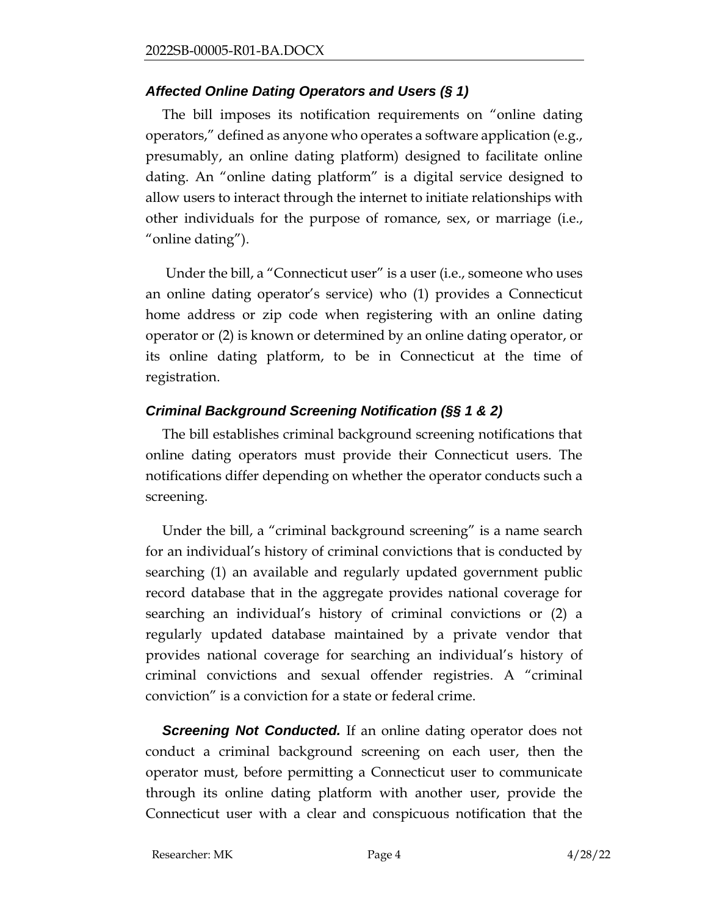### *Affected Online Dating Operators and Users (§ 1)*

The bill imposes its notification requirements on "online dating operators," defined as anyone who operates a software application (e.g., presumably, an online dating platform) designed to facilitate online dating. An "online dating platform" is a digital service designed to allow users to interact through the internet to initiate relationships with other individuals for the purpose of romance, sex, or marriage (i.e., "online dating").

Under the bill, a "Connecticut user" is a user (i.e., someone who uses an online dating operator's service) who (1) provides a Connecticut home address or zip code when registering with an online dating operator or (2) is known or determined by an online dating operator, or its online dating platform, to be in Connecticut at the time of registration.

### *Criminal Background Screening Notification (§§ 1 & 2)*

The bill establishes criminal background screening notifications that online dating operators must provide their Connecticut users. The notifications differ depending on whether the operator conducts such a screening.

Under the bill, a "criminal background screening" is a name search for an individual's history of criminal convictions that is conducted by searching (1) an available and regularly updated government public record database that in the aggregate provides national coverage for searching an individual's history of criminal convictions or (2) a regularly updated database maintained by a private vendor that provides national coverage for searching an individual's history of criminal convictions and sexual offender registries. A "criminal conviction" is a conviction for a state or federal crime.

***Screening Not Conducted.*** If an online dating operator does not conduct a criminal background screening on each user, then the operator must, before permitting a Connecticut user to communicate through its online dating platform with another user, provide the Connecticut user with a clear and conspicuous notification that the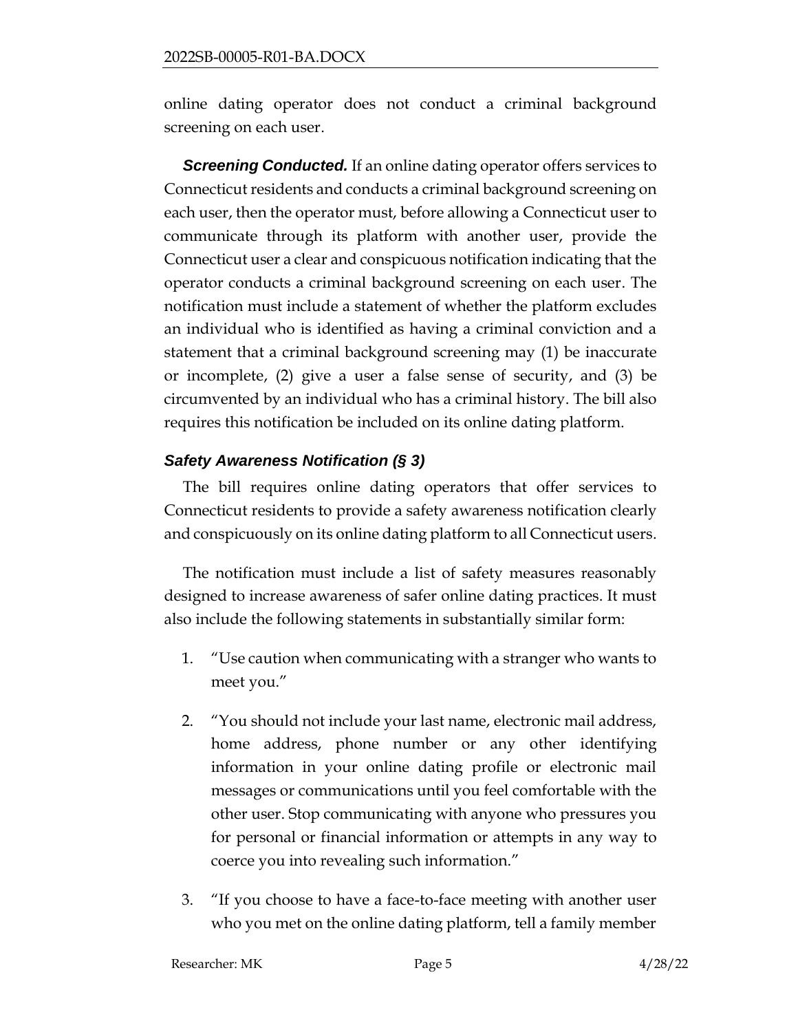online dating operator does not conduct a criminal background screening on each user.

***Screening Conducted.*** If an online dating operator offers services to Connecticut residents and conducts a criminal background screening on each user, then the operator must, before allowing a Connecticut user to communicate through its platform with another user, provide the Connecticut user a clear and conspicuous notification indicating that the operator conducts a criminal background screening on each user. The notification must include a statement of whether the platform excludes an individual who is identified as having a criminal conviction and a statement that a criminal background screening may (1) be inaccurate or incomplete, (2) give a user a false sense of security, and (3) be circumvented by an individual who has a criminal history. The bill also requires this notification be included on its online dating platform.

### *Safety Awareness Notification (§ 3)*

The bill requires online dating operators that offer services to Connecticut residents to provide a safety awareness notification clearly and conspicuously on its online dating platform to all Connecticut users.

The notification must include a list of safety measures reasonably designed to increase awareness of safer online dating practices. It must also include the following statements in substantially similar form:

1. "Use caution when communicating with a stranger who wants to meet you."
2. "You should not include your last name, electronic mail address, home address, phone number or any other identifying information in your online dating profile or electronic mail messages or communications until you feel comfortable with the other user. Stop communicating with anyone who pressures you for personal or financial information or attempts in any way to coerce you into revealing such information."
3. "If you choose to have a face-to-face meeting with another user who you met on the online dating platform, tell a family member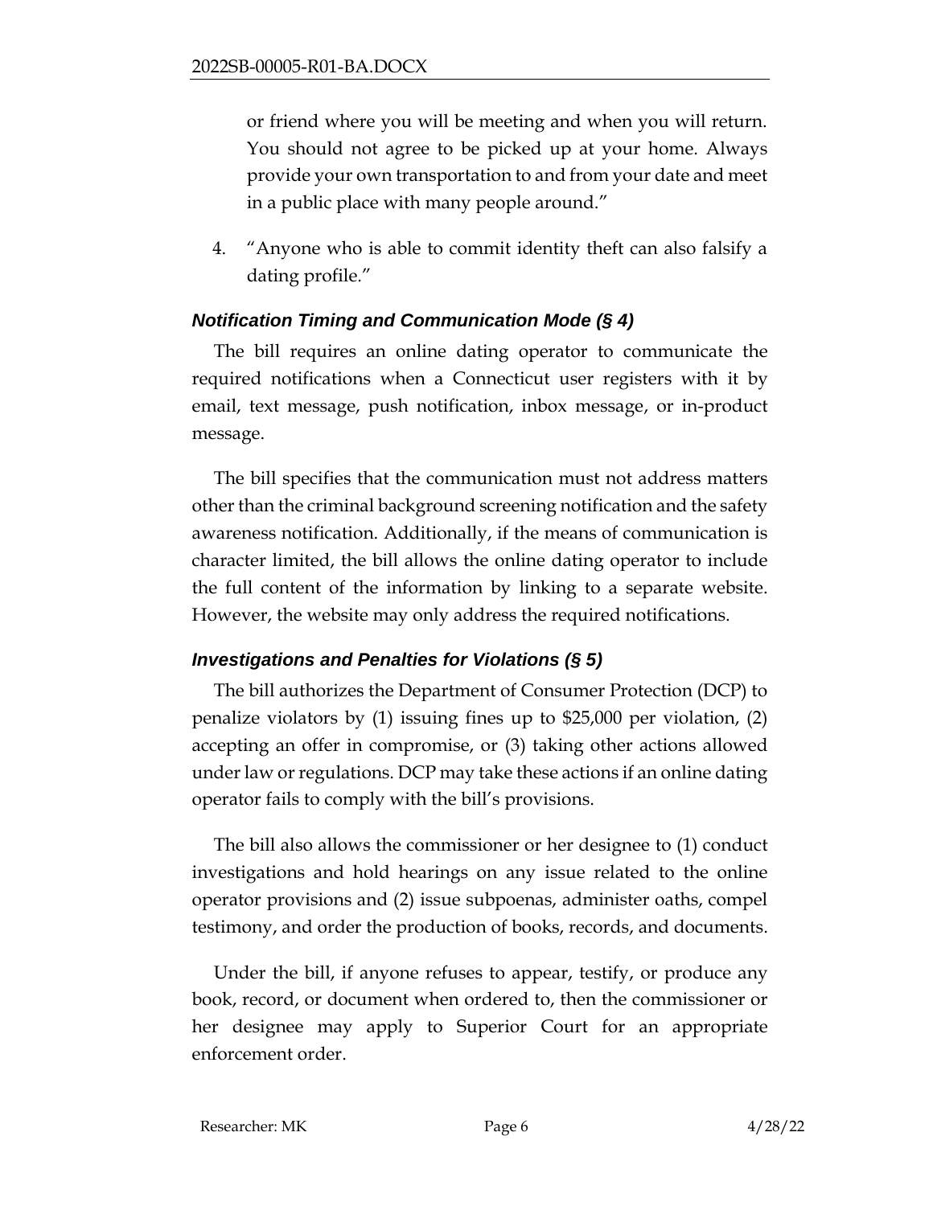or friend where you will be meeting and when you will return. You should not agree to be picked up at your home. Always provide your own transportation to and from your date and meet in a public place with many people around."

4. "Anyone who is able to commit identity theft can also falsify a dating profile."

### *Notification Timing and Communication Mode (§ 4)*

The bill requires an online dating operator to communicate the required notifications when a Connecticut user registers with it by email, text message, push notification, inbox message, or in-product message.

The bill specifies that the communication must not address matters other than the criminal background screening notification and the safety awareness notification. Additionally, if the means of communication is character limited, the bill allows the online dating operator to include the full content of the information by linking to a separate website. However, the website may only address the required notifications.

### *Investigations and Penalties for Violations (§ 5)*

The bill authorizes the Department of Consumer Protection (DCP) to penalize violators by (1) issuing fines up to $25,000 per violation, (2) accepting an offer in compromise, or (3) taking other actions allowed under law or regulations. DCP may take these actions if an online dating operator fails to comply with the bill's provisions.

The bill also allows the commissioner or her designee to (1) conduct investigations and hold hearings on any issue related to the online operator provisions and (2) issue subpoenas, administer oaths, compel testimony, and order the production of books, records, and documents.

Under the bill, if anyone refuses to appear, testify, or produce any book, record, or document when ordered to, then the commissioner or her designee may apply to Superior Court for an appropriate enforcement order.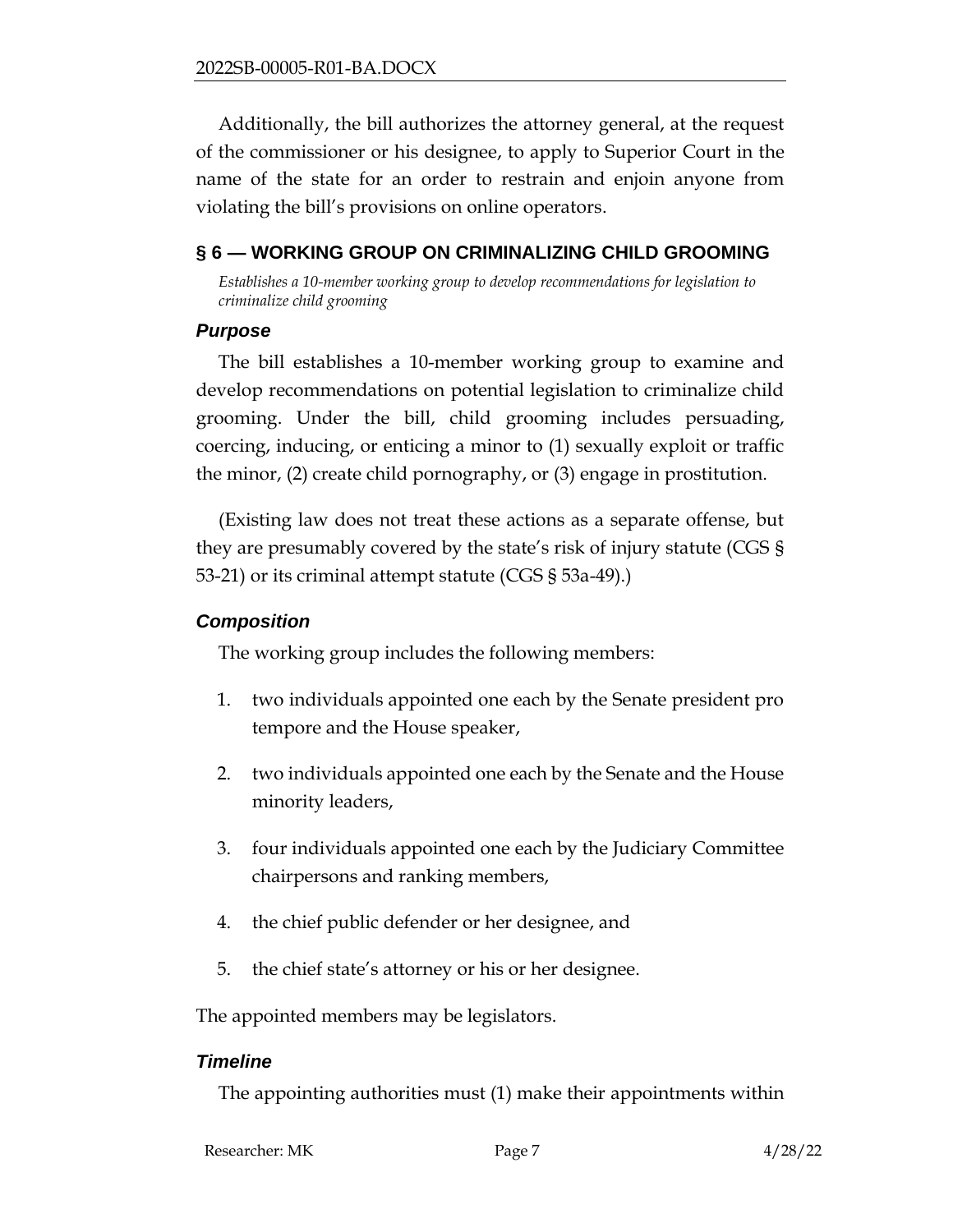Additionally, the bill authorizes the attorney general, at the request of the commissioner or his designee, to apply to Superior Court in the name of the state for an order to restrain and enjoin anyone from violating the bill's provisions on online operators.

## § 6 — WORKING GROUP ON CRIMINALIZING CHILD GROOMING

*Establishes a 10-member working group to develop recommendations for legislation to criminalize child grooming*

### *Purpose*

The bill establishes a 10-member working group to examine and develop recommendations on potential legislation to criminalize child grooming. Under the bill, child grooming includes persuading, coercing, inducing, or enticing a minor to (1) sexually exploit or traffic the minor, (2) create child pornography, or (3) engage in prostitution.

(Existing law does not treat these actions as a separate offense, but they are presumably covered by the state's risk of injury statute (CGS § 53-21) or its criminal attempt statute (CGS § 53a-49).)

### *Composition*

The working group includes the following members:

1. two individuals appointed one each by the Senate president pro tempore and the House speaker,
2. two individuals appointed one each by the Senate and the House minority leaders,
3. four individuals appointed one each by the Judiciary Committee chairpersons and ranking members,
4. the chief public defender or her designee, and
5. the chief state's attorney or his or her designee.

The appointed members may be legislators.

### *Timeline*

The appointing authorities must (1) make their appointments within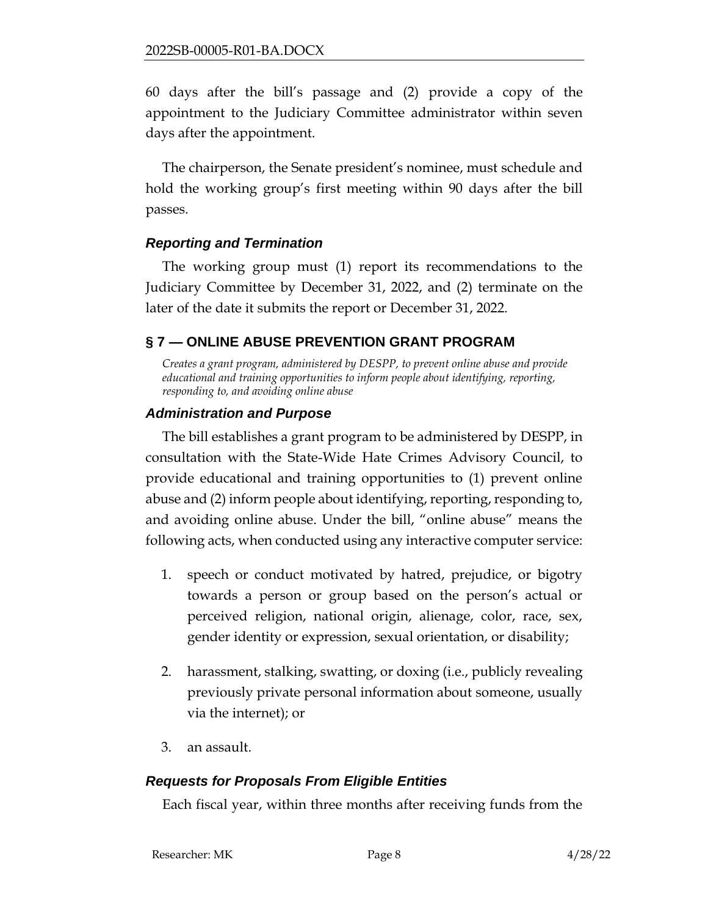60 days after the bill's passage and (2) provide a copy of the appointment to the Judiciary Committee administrator within seven days after the appointment.

The chairperson, the Senate president's nominee, must schedule and hold the working group's first meeting within 90 days after the bill passes.

### *Reporting and Termination*

The working group must (1) report its recommendations to the Judiciary Committee by December 31, 2022, and (2) terminate on the later of the date it submits the report or December 31, 2022.

## § 7 — ONLINE ABUSE PREVENTION GRANT PROGRAM

*Creates a grant program, administered by DESPP, to prevent online abuse and provide educational and training opportunities to inform people about identifying, reporting, responding to, and avoiding online abuse*

### *Administration and Purpose*

The bill establishes a grant program to be administered by DESPP, in consultation with the State-Wide Hate Crimes Advisory Council, to provide educational and training opportunities to (1) prevent online abuse and (2) inform people about identifying, reporting, responding to, and avoiding online abuse. Under the bill, "online abuse" means the following acts, when conducted using any interactive computer service:

1. speech or conduct motivated by hatred, prejudice, or bigotry towards a person or group based on the person's actual or perceived religion, national origin, alienage, color, race, sex, gender identity or expression, sexual orientation, or disability;
2. harassment, stalking, swatting, or doxing (i.e., publicly revealing previously private personal information about someone, usually via the internet); or
3. an assault.

### *Requests for Proposals From Eligible Entities*

Each fiscal year, within three months after receiving funds from the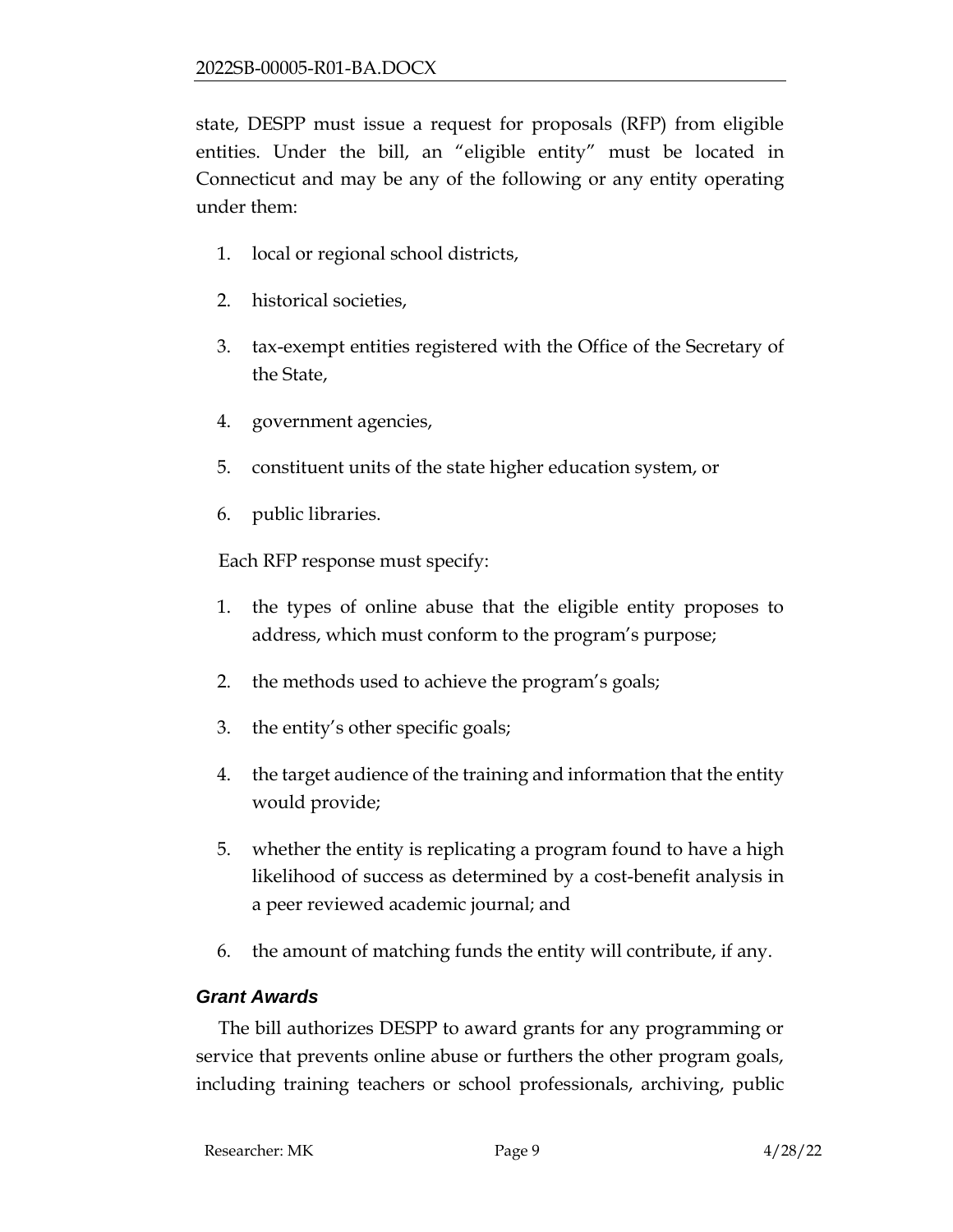state, DESPP must issue a request for proposals (RFP) from eligible entities. Under the bill, an "eligible entity" must be located in Connecticut and may be any of the following or any entity operating under them:

1. local or regional school districts,
2. historical societies,
3. tax-exempt entities registered with the Office of the Secretary of the State,
4. government agencies,
5. constituent units of the state higher education system, or
6. public libraries.

Each RFP response must specify:

1. the types of online abuse that the eligible entity proposes to address, which must conform to the program's purpose;
2. the methods used to achieve the program's goals;
3. the entity's other specific goals;
4. the target audience of the training and information that the entity would provide;
5. whether the entity is replicating a program found to have a high likelihood of success as determined by a cost-benefit analysis in a peer reviewed academic journal; and
6. the amount of matching funds the entity will contribute, if any.

### *Grant Awards*

The bill authorizes DESPP to award grants for any programming or service that prevents online abuse or furthers the other program goals, including training teachers or school professionals, archiving, public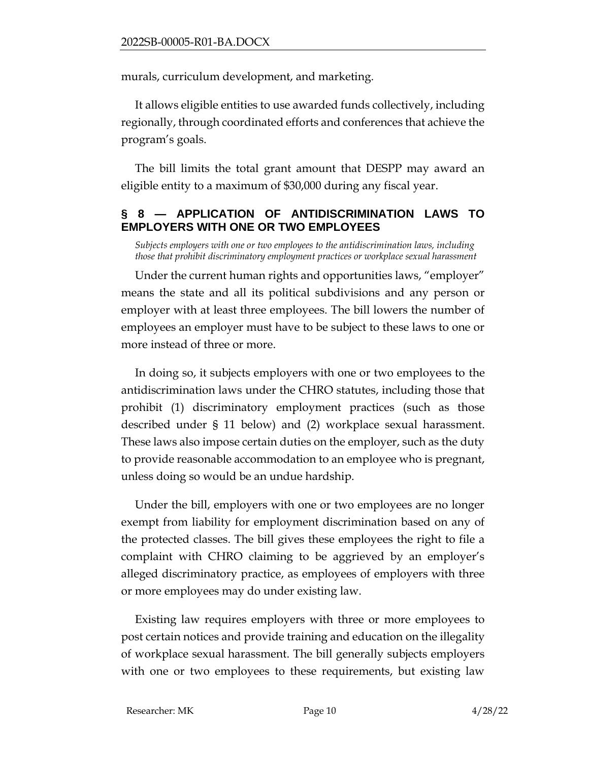murals, curriculum development, and marketing.

It allows eligible entities to use awarded funds collectively, including regionally, through coordinated efforts and conferences that achieve the program's goals.

The bill limits the total grant amount that DESPP may award an eligible entity to a maximum of $30,000 during any fiscal year.

## § 8 — APPLICATION OF ANTIDISCRIMINATION LAWS TO EMPLOYERS WITH ONE OR TWO EMPLOYEES

*Subjects employers with one or two employees to the antidiscrimination laws, including those that prohibit discriminatory employment practices or workplace sexual harassment*

Under the current human rights and opportunities laws, "employer" means the state and all its political subdivisions and any person or employer with at least three employees. The bill lowers the number of employees an employer must have to be subject to these laws to one or more instead of three or more.

In doing so, it subjects employers with one or two employees to the antidiscrimination laws under the CHRO statutes, including those that prohibit (1) discriminatory employment practices (such as those described under § 11 below) and (2) workplace sexual harassment. These laws also impose certain duties on the employer, such as the duty to provide reasonable accommodation to an employee who is pregnant, unless doing so would be an undue hardship.

Under the bill, employers with one or two employees are no longer exempt from liability for employment discrimination based on any of the protected classes. The bill gives these employees the right to file a complaint with CHRO claiming to be aggrieved by an employer's alleged discriminatory practice, as employees of employers with three or more employees may do under existing law.

Existing law requires employers with three or more employees to post certain notices and provide training and education on the illegality of workplace sexual harassment. The bill generally subjects employers with one or two employees to these requirements, but existing law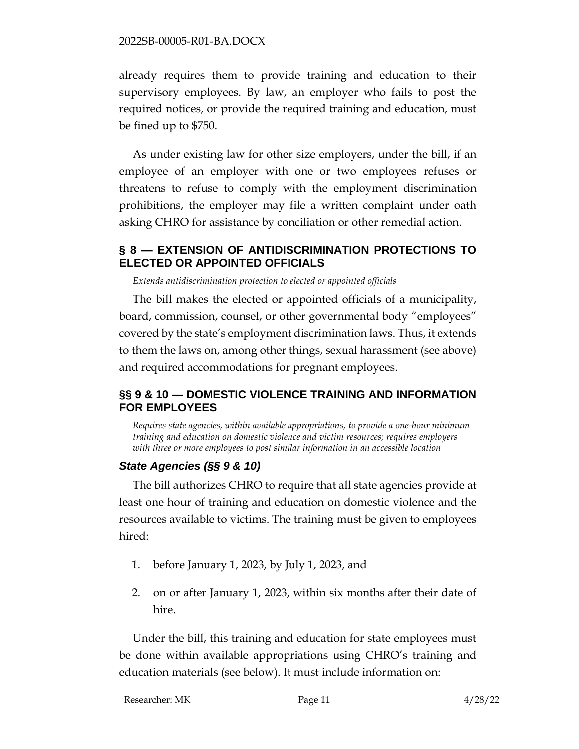already requires them to provide training and education to their supervisory employees. By law, an employer who fails to post the required notices, or provide the required training and education, must be fined up to $750.

As under existing law for other size employers, under the bill, if an employee of an employer with one or two employees refuses or threatens to refuse to comply with the employment discrimination prohibitions, the employer may file a written complaint under oath asking CHRO for assistance by conciliation or other remedial action.

## § 8 — EXTENSION OF ANTIDISCRIMINATION PROTECTIONS TO ELECTED OR APPOINTED OFFICIALS

*Extends antidiscrimination protection to elected or appointed officials*

The bill makes the elected or appointed officials of a municipality, board, commission, counsel, or other governmental body "employees" covered by the state's employment discrimination laws. Thus, it extends to them the laws on, among other things, sexual harassment (see above) and required accommodations for pregnant employees.

## §§ 9 & 10 — DOMESTIC VIOLENCE TRAINING AND INFORMATION FOR EMPLOYEES

*Requires state agencies, within available appropriations, to provide a one-hour minimum training and education on domestic violence and victim resources; requires employers with three or more employees to post similar information in an accessible location*

### *State Agencies (§§ 9 & 10)*

The bill authorizes CHRO to require that all state agencies provide at least one hour of training and education on domestic violence and the resources available to victims. The training must be given to employees hired:

1. before January 1, 2023, by July 1, 2023, and
2. on or after January 1, 2023, within six months after their date of hire.

Under the bill, this training and education for state employees must be done within available appropriations using CHRO's training and education materials (see below). It must include information on: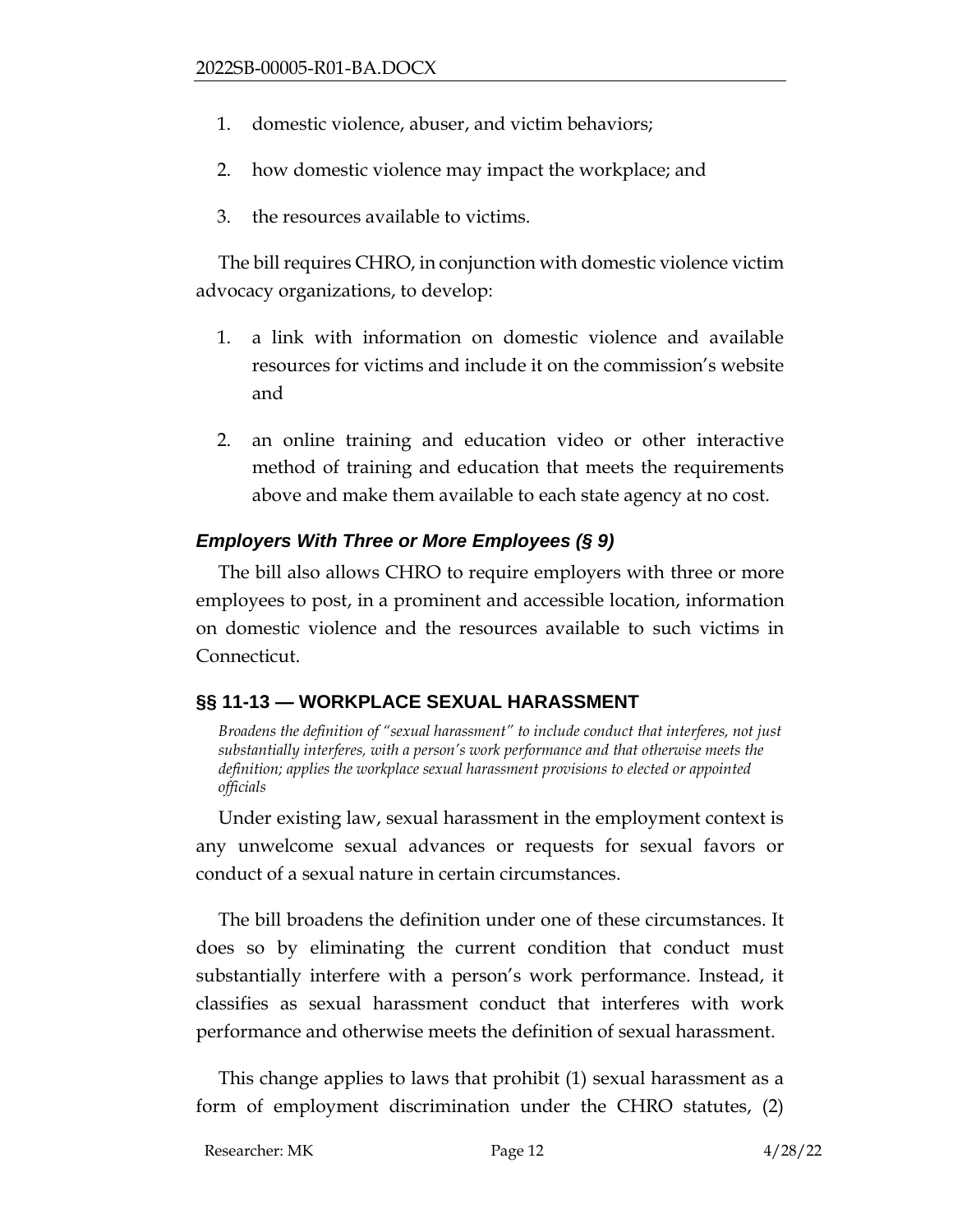1. domestic violence, abuser, and victim behaviors;
2. how domestic violence may impact the workplace; and
3. the resources available to victims.

The bill requires CHRO, in conjunction with domestic violence victim advocacy organizations, to develop:

1. a link with information on domestic violence and available resources for victims and include it on the commission's website and
2. an online training and education video or other interactive method of training and education that meets the requirements above and make them available to each state agency at no cost.

### *Employers With Three or More Employees (§ 9)*

The bill also allows CHRO to require employers with three or more employees to post, in a prominent and accessible location, information on domestic violence and the resources available to such victims in Connecticut.

## §§ 11-13 — WORKPLACE SEXUAL HARASSMENT

*Broadens the definition of "sexual harassment" to include conduct that interferes, not just substantially interferes, with a person's work performance and that otherwise meets the definition; applies the workplace sexual harassment provisions to elected or appointed officials*

Under existing law, sexual harassment in the employment context is any unwelcome sexual advances or requests for sexual favors or conduct of a sexual nature in certain circumstances.

The bill broadens the definition under one of these circumstances. It does so by eliminating the current condition that conduct must substantially interfere with a person's work performance. Instead, it classifies as sexual harassment conduct that interferes with work performance and otherwise meets the definition of sexual harassment.

This change applies to laws that prohibit (1) sexual harassment as a form of employment discrimination under the CHRO statutes, (2)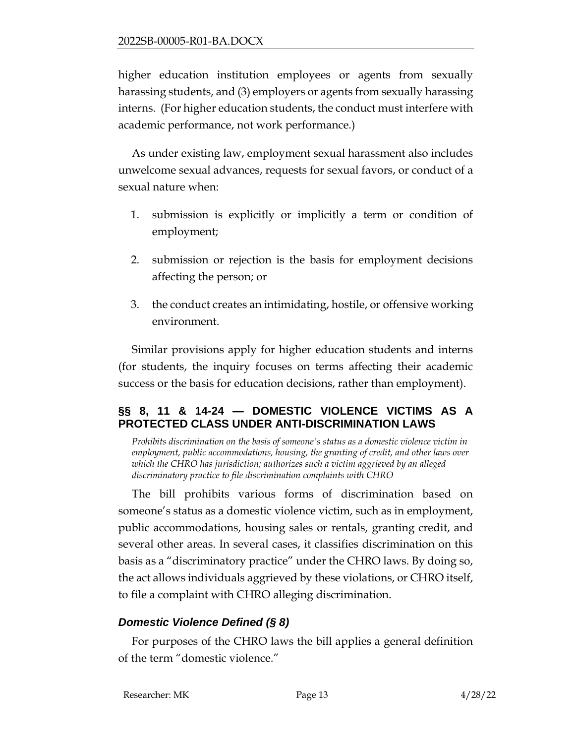higher education institution employees or agents from sexually harassing students, and (3) employers or agents from sexually harassing interns. (For higher education students, the conduct must interfere with academic performance, not work performance.)

As under existing law, employment sexual harassment also includes unwelcome sexual advances, requests for sexual favors, or conduct of a sexual nature when:

1. submission is explicitly or implicitly a term or condition of employment;
2. submission or rejection is the basis for employment decisions affecting the person; or
3. the conduct creates an intimidating, hostile, or offensive working environment.

Similar provisions apply for higher education students and interns (for students, the inquiry focuses on terms affecting their academic success or the basis for education decisions, rather than employment).

## §§ 8, 11 & 14-24 — DOMESTIC VIOLENCE VICTIMS AS A PROTECTED CLASS UNDER ANTI-DISCRIMINATION LAWS

*Prohibits discrimination on the basis of someone's status as a domestic violence victim in employment, public accommodations, housing, the granting of credit, and other laws over which the CHRO has jurisdiction; authorizes such a victim aggrieved by an alleged discriminatory practice to file discrimination complaints with CHRO*

The bill prohibits various forms of discrimination based on someone's status as a domestic violence victim, such as in employment, public accommodations, housing sales or rentals, granting credit, and several other areas. In several cases, it classifies discrimination on this basis as a "discriminatory practice" under the CHRO laws. By doing so, the act allows individuals aggrieved by these violations, or CHRO itself, to file a complaint with CHRO alleging discrimination.

### *Domestic Violence Defined (§ 8)*

For purposes of the CHRO laws the bill applies a general definition of the term "domestic violence."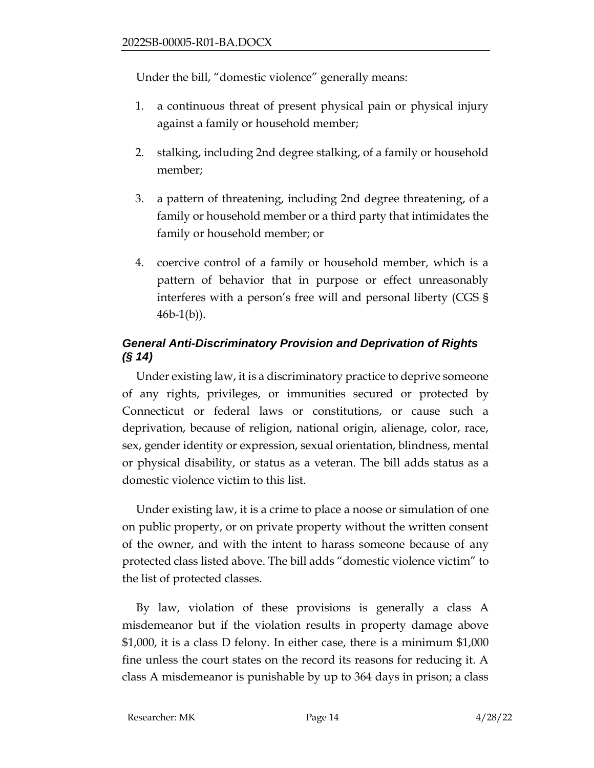Under the bill, "domestic violence" generally means:

1. a continuous threat of present physical pain or physical injury against a family or household member;

2. stalking, including 2nd degree stalking, of a family or household member;

3. a pattern of threatening, including 2nd degree threatening, of a family or household member or a third party that intimidates the family or household member; or

4. coercive control of a family or household member, which is a pattern of behavior that in purpose or effect unreasonably interferes with a person's free will and personal liberty (CGS § 46b-1(b)).

### *General Anti-Discriminatory Provision and Deprivation of Rights (§ 14)*

Under existing law, it is a discriminatory practice to deprive someone of any rights, privileges, or immunities secured or protected by Connecticut or federal laws or constitutions, or cause such a deprivation, because of religion, national origin, alienage, color, race, sex, gender identity or expression, sexual orientation, blindness, mental or physical disability, or status as a veteran. The bill adds status as a domestic violence victim to this list.

Under existing law, it is a crime to place a noose or simulation of one on public property, or on private property without the written consent of the owner, and with the intent to harass someone because of any protected class listed above. The bill adds "domestic violence victim" to the list of protected classes.

By law, violation of these provisions is generally a class A misdemeanor but if the violation results in property damage above $1,000, it is a class D felony. In either case, there is a minimum $1,000 fine unless the court states on the record its reasons for reducing it. A class A misdemeanor is punishable by up to 364 days in prison; a class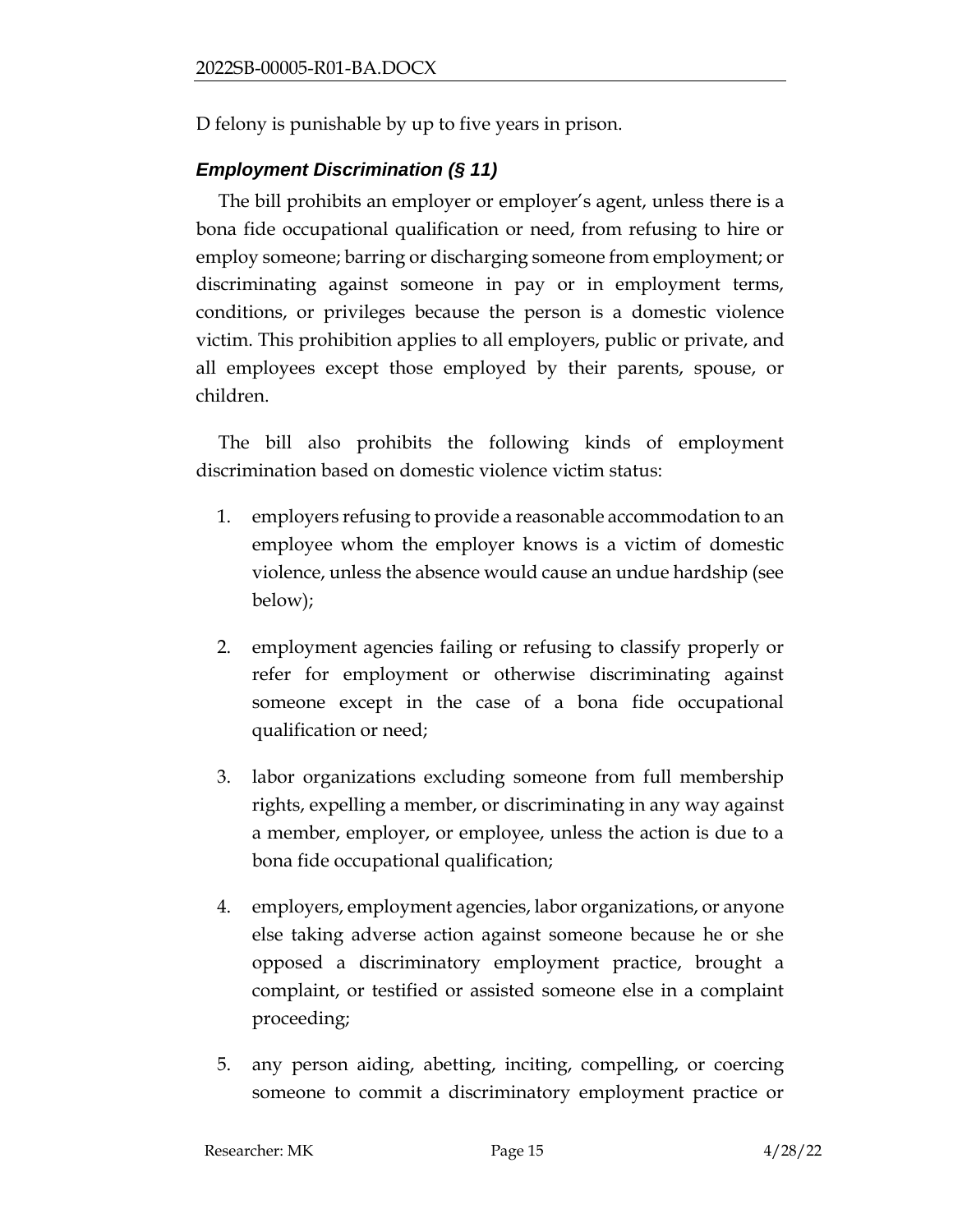D felony is punishable by up to five years in prison.

### *Employment Discrimination (§ 11)*

The bill prohibits an employer or employer's agent, unless there is a bona fide occupational qualification or need, from refusing to hire or employ someone; barring or discharging someone from employment; or discriminating against someone in pay or in employment terms, conditions, or privileges because the person is a domestic violence victim. This prohibition applies to all employers, public or private, and all employees except those employed by their parents, spouse, or children.

The bill also prohibits the following kinds of employment discrimination based on domestic violence victim status:

1. employers refusing to provide a reasonable accommodation to an employee whom the employer knows is a victim of domestic violence, unless the absence would cause an undue hardship (see below);

2. employment agencies failing or refusing to classify properly or refer for employment or otherwise discriminating against someone except in the case of a bona fide occupational qualification or need;

3. labor organizations excluding someone from full membership rights, expelling a member, or discriminating in any way against a member, employer, or employee, unless the action is due to a bona fide occupational qualification;

4. employers, employment agencies, labor organizations, or anyone else taking adverse action against someone because he or she opposed a discriminatory employment practice, brought a complaint, or testified or assisted someone else in a complaint proceeding;

5. any person aiding, abetting, inciting, compelling, or coercing someone to commit a discriminatory employment practice or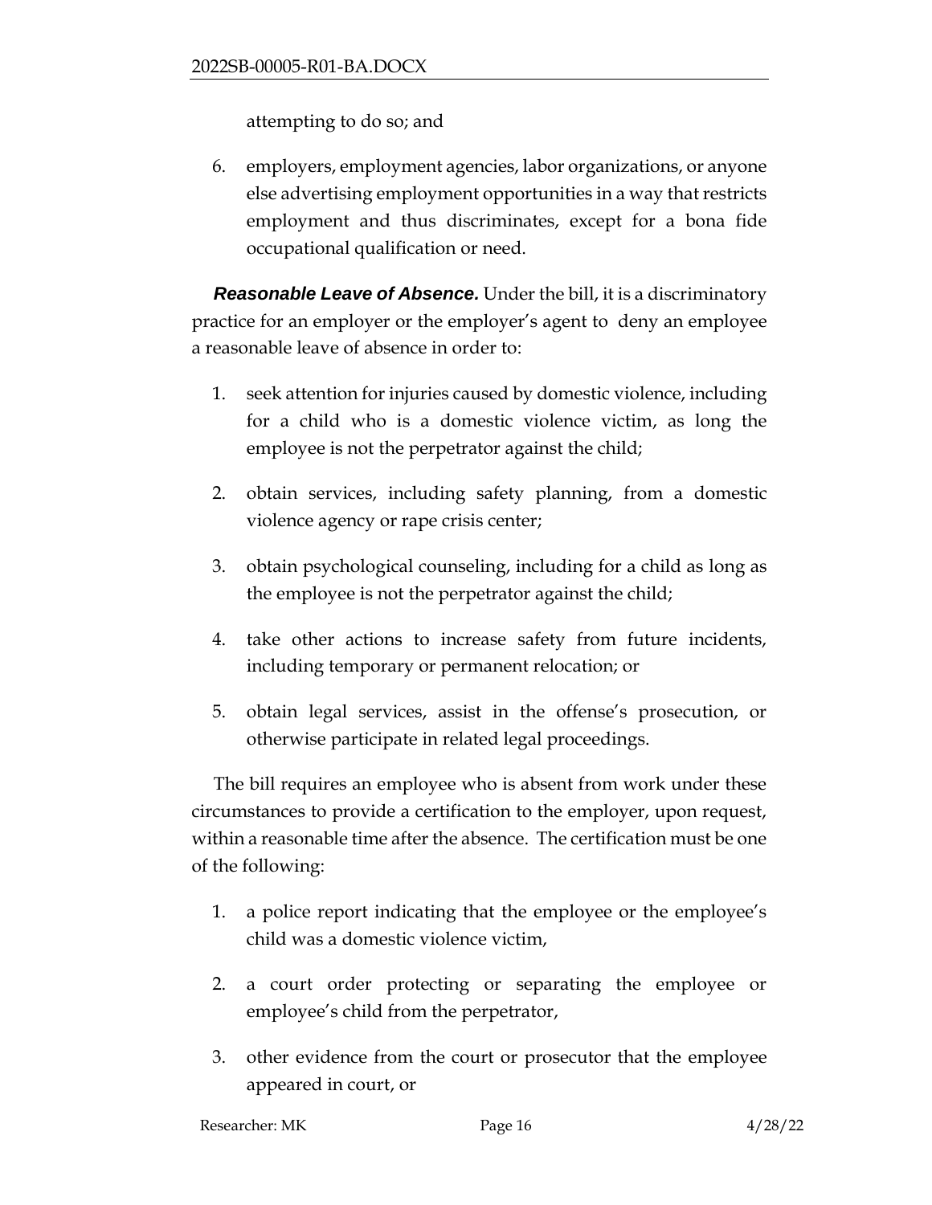attempting to do so; and

6. employers, employment agencies, labor organizations, or anyone else advertising employment opportunities in a way that restricts employment and thus discriminates, except for a bona fide occupational qualification or need.

***Reasonable Leave of Absence.*** Under the bill, it is a discriminatory practice for an employer or the employer's agent to deny an employee a reasonable leave of absence in order to:

1. seek attention for injuries caused by domestic violence, including for a child who is a domestic violence victim, as long the employee is not the perpetrator against the child;

2. obtain services, including safety planning, from a domestic violence agency or rape crisis center;

3. obtain psychological counseling, including for a child as long as the employee is not the perpetrator against the child;

4. take other actions to increase safety from future incidents, including temporary or permanent relocation; or

5. obtain legal services, assist in the offense's prosecution, or otherwise participate in related legal proceedings.

The bill requires an employee who is absent from work under these circumstances to provide a certification to the employer, upon request, within a reasonable time after the absence. The certification must be one of the following:

1. a police report indicating that the employee or the employee's child was a domestic violence victim,

2. a court order protecting or separating the employee or employee's child from the perpetrator,

3. other evidence from the court or prosecutor that the employee appeared in court, or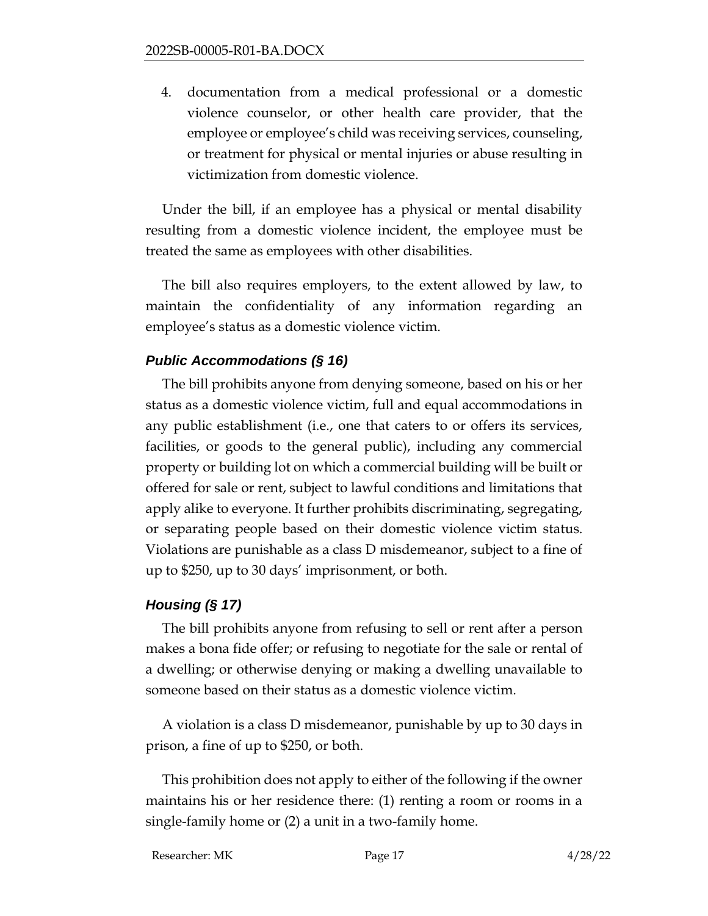4. documentation from a medical professional or a domestic violence counselor, or other health care provider, that the employee or employee's child was receiving services, counseling, or treatment for physical or mental injuries or abuse resulting in victimization from domestic violence.

Under the bill, if an employee has a physical or mental disability resulting from a domestic violence incident, the employee must be treated the same as employees with other disabilities.

The bill also requires employers, to the extent allowed by law, to maintain the confidentiality of any information regarding an employee's status as a domestic violence victim.

### *Public Accommodations (§ 16)*

The bill prohibits anyone from denying someone, based on his or her status as a domestic violence victim, full and equal accommodations in any public establishment (i.e., one that caters to or offers its services, facilities, or goods to the general public), including any commercial property or building lot on which a commercial building will be built or offered for sale or rent, subject to lawful conditions and limitations that apply alike to everyone. It further prohibits discriminating, segregating, or separating people based on their domestic violence victim status. Violations are punishable as a class D misdemeanor, subject to a fine of up to $250, up to 30 days' imprisonment, or both.

### *Housing (§ 17)*

The bill prohibits anyone from refusing to sell or rent after a person makes a bona fide offer; or refusing to negotiate for the sale or rental of a dwelling; or otherwise denying or making a dwelling unavailable to someone based on their status as a domestic violence victim.

A violation is a class D misdemeanor, punishable by up to 30 days in prison, a fine of up to $250, or both.

This prohibition does not apply to either of the following if the owner maintains his or her residence there: (1) renting a room or rooms in a single-family home or (2) a unit in a two-family home.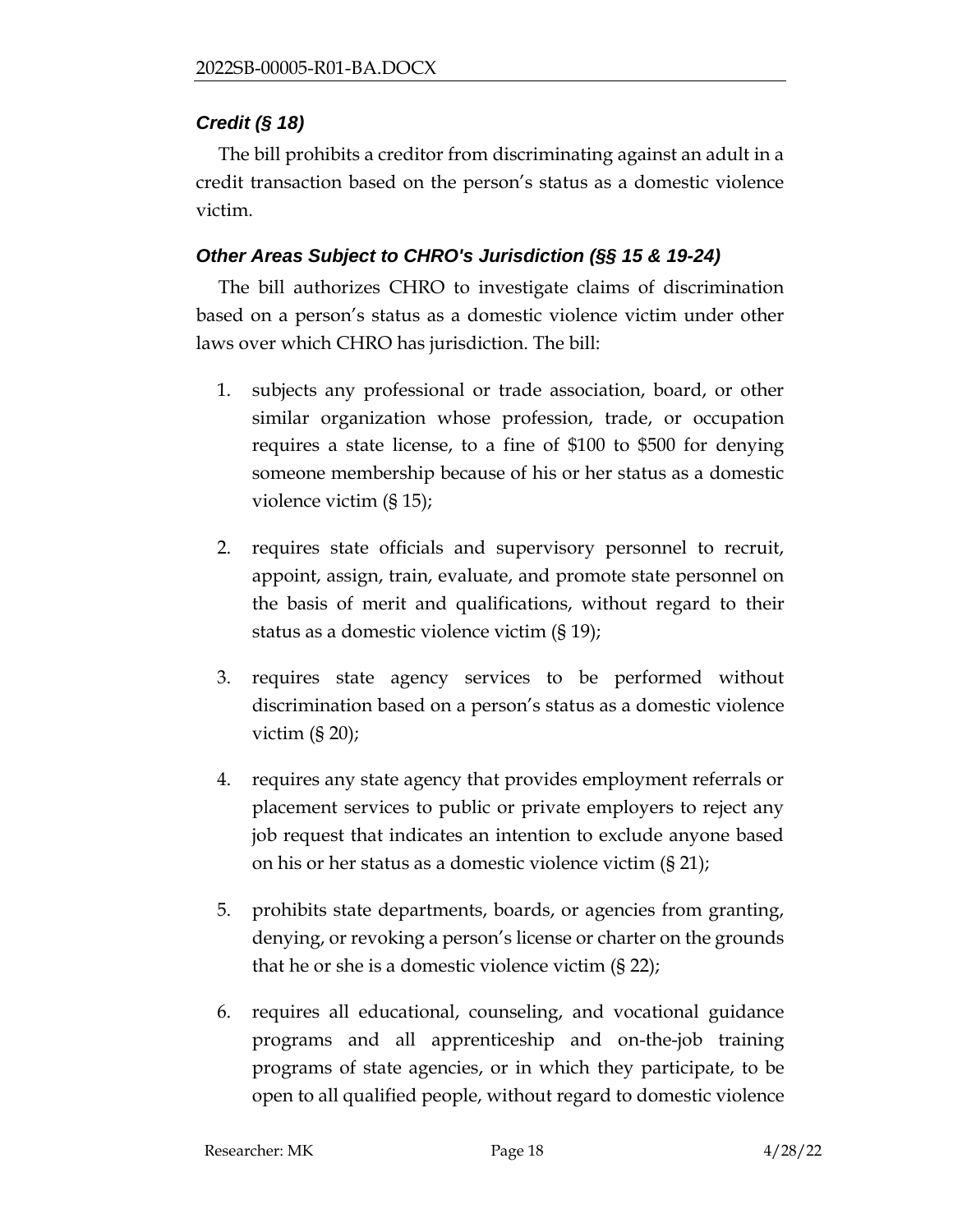### *Credit (§ 18)*

The bill prohibits a creditor from discriminating against an adult in a credit transaction based on the person's status as a domestic violence victim.

### *Other Areas Subject to CHRO's Jurisdiction (§§ 15 & 19-24)*

The bill authorizes CHRO to investigate claims of discrimination based on a person's status as a domestic violence victim under other laws over which CHRO has jurisdiction. The bill:

1. subjects any professional or trade association, board, or other similar organization whose profession, trade, or occupation requires a state license, to a fine of $100 to $500 for denying someone membership because of his or her status as a domestic violence victim (§ 15);

2. requires state officials and supervisory personnel to recruit, appoint, assign, train, evaluate, and promote state personnel on the basis of merit and qualifications, without regard to their status as a domestic violence victim (§ 19);

3. requires state agency services to be performed without discrimination based on a person's status as a domestic violence victim (§ 20);

4. requires any state agency that provides employment referrals or placement services to public or private employers to reject any job request that indicates an intention to exclude anyone based on his or her status as a domestic violence victim (§ 21);

5. prohibits state departments, boards, or agencies from granting, denying, or revoking a person's license or charter on the grounds that he or she is a domestic violence victim (§ 22);

6. requires all educational, counseling, and vocational guidance programs and all apprenticeship and on-the-job training programs of state agencies, or in which they participate, to be open to all qualified people, without regard to domestic violence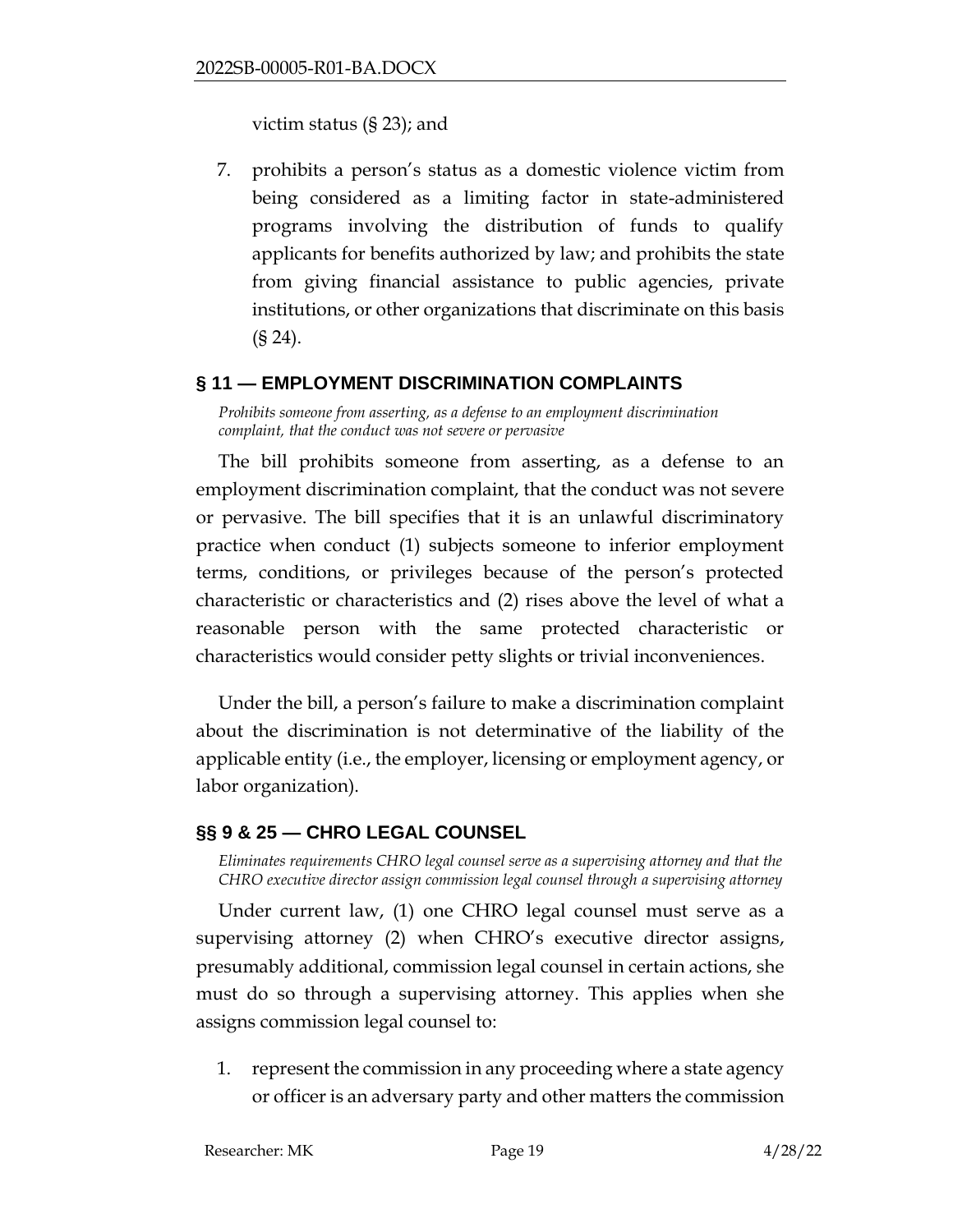victim status (§ 23); and

7. prohibits a person's status as a domestic violence victim from being considered as a limiting factor in state-administered programs involving the distribution of funds to qualify applicants for benefits authorized by law; and prohibits the state from giving financial assistance to public agencies, private institutions, or other organizations that discriminate on this basis (§ 24).

## § 11 — EMPLOYMENT DISCRIMINATION COMPLAINTS

*Prohibits someone from asserting, as a defense to an employment discrimination complaint, that the conduct was not severe or pervasive*

The bill prohibits someone from asserting, as a defense to an employment discrimination complaint, that the conduct was not severe or pervasive. The bill specifies that it is an unlawful discriminatory practice when conduct (1) subjects someone to inferior employment terms, conditions, or privileges because of the person's protected characteristic or characteristics and (2) rises above the level of what a reasonable person with the same protected characteristic or characteristics would consider petty slights or trivial inconveniences.

Under the bill, a person's failure to make a discrimination complaint about the discrimination is not determinative of the liability of the applicable entity (i.e., the employer, licensing or employment agency, or labor organization).

## §§ 9 & 25 — CHRO LEGAL COUNSEL

*Eliminates requirements CHRO legal counsel serve as a supervising attorney and that the CHRO executive director assign commission legal counsel through a supervising attorney*

Under current law, (1) one CHRO legal counsel must serve as a supervising attorney (2) when CHRO's executive director assigns, presumably additional, commission legal counsel in certain actions, she must do so through a supervising attorney. This applies when she assigns commission legal counsel to:

1. represent the commission in any proceeding where a state agency or officer is an adversary party and other matters the commission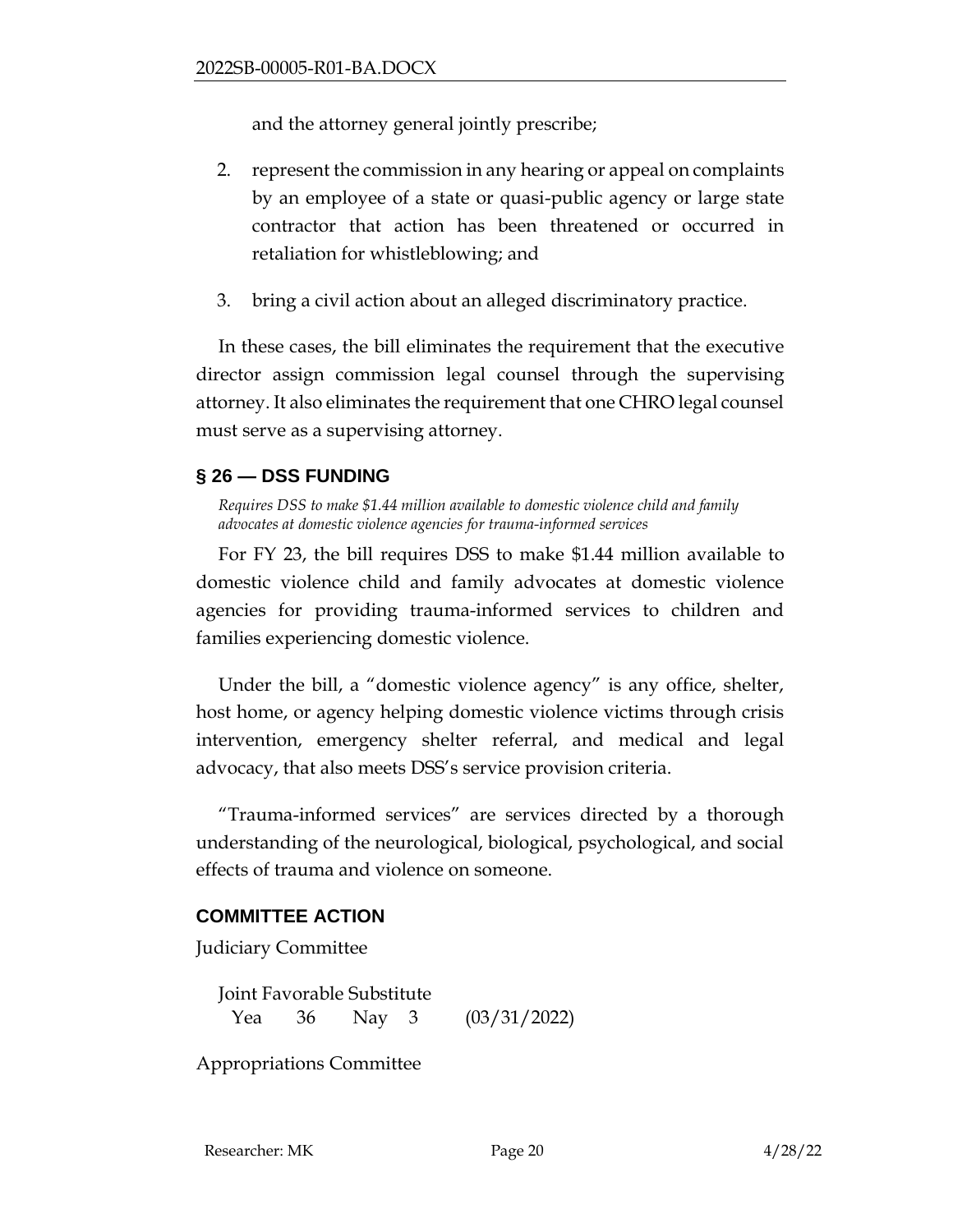and the attorney general jointly prescribe;

2. represent the commission in any hearing or appeal on complaints by an employee of a state or quasi-public agency or large state contractor that action has been threatened or occurred in retaliation for whistleblowing; and

3. bring a civil action about an alleged discriminatory practice.

In these cases, the bill eliminates the requirement that the executive director assign commission legal counsel through the supervising attorney. It also eliminates the requirement that one CHRO legal counsel must serve as a supervising attorney.

## § 26 — DSS FUNDING

*Requires DSS to make $1.44 million available to domestic violence child and family advocates at domestic violence agencies for trauma-informed services*

For FY 23, the bill requires DSS to make $1.44 million available to domestic violence child and family advocates at domestic violence agencies for providing trauma-informed services to children and families experiencing domestic violence.

Under the bill, a "domestic violence agency" is any office, shelter, host home, or agency helping domestic violence victims through crisis intervention, emergency shelter referral, and medical and legal advocacy, that also meets DSS's service provision criteria.

"Trauma-informed services" are services directed by a thorough understanding of the neurological, biological, psychological, and social effects of trauma and violence on someone.

## COMMITTEE ACTION

Judiciary Committee

Joint Favorable Substitute
Yea 36 Nay 3 (03/31/2022)

Appropriations Committee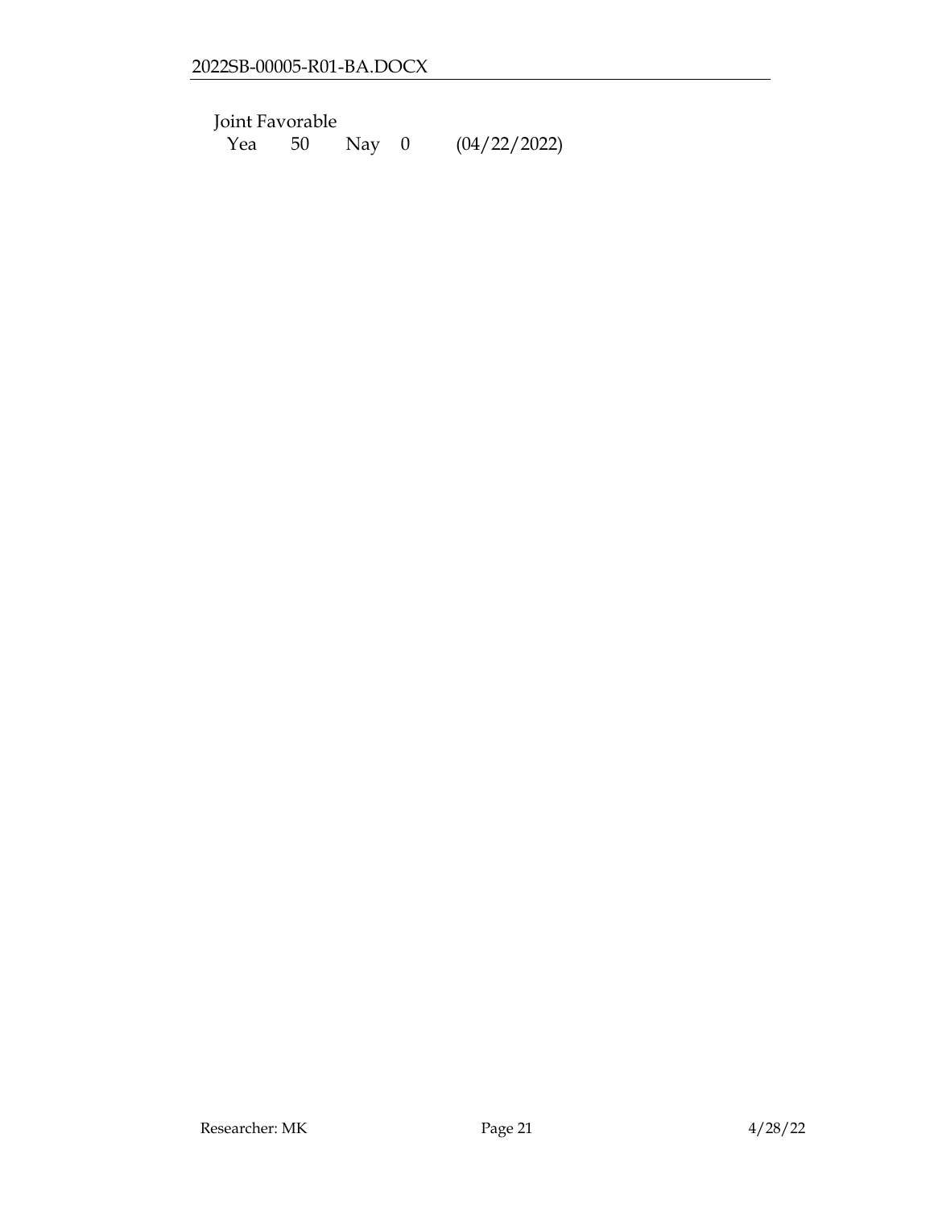Joint Favorable

| | | | | |
|---|---|---|---|---|
| Yea | 50 | Nay | 0 | (04/22/2022) |